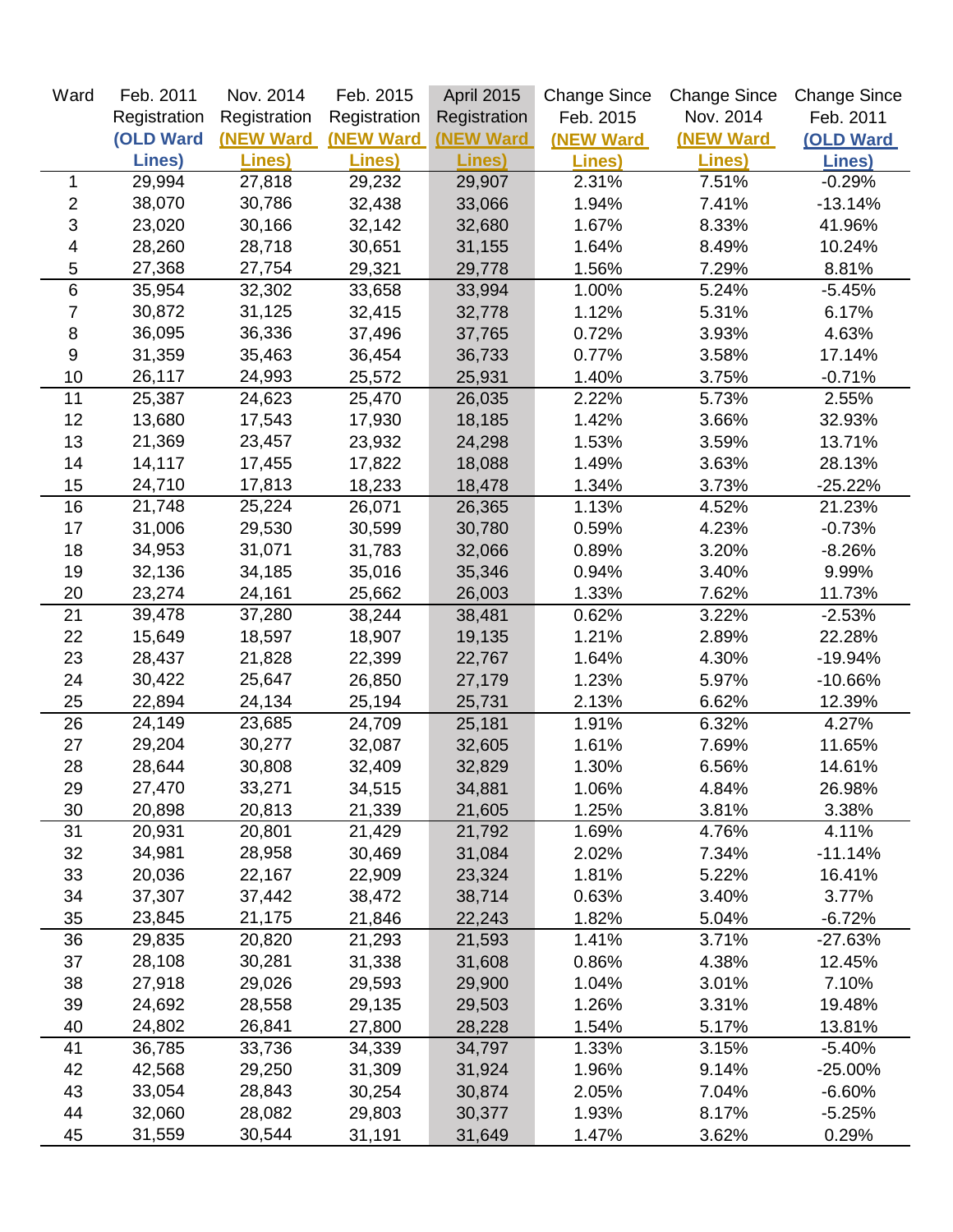| Ward | Feb. 2011 Registration (OLD Ward Lines) | Nov. 2014 Registration (NEW Ward Lines) | Feb. 2015 Registration (NEW Ward Lines) | April 2015 Registration (NEW Ward Lines) | Change Since Feb. 2015 (NEW Ward Lines) | Change Since Nov. 2014 (NEW Ward Lines) | Change Since Feb. 2011 (OLD Ward Lines) |
|---|---|---|---|---|---|---|---|
| 1 | 29,994 | 27,818 | 29,232 | 29,907 | 2.31% | 7.51% | -0.29% |
| 2 | 38,070 | 30,786 | 32,438 | 33,066 | 1.94% | 7.41% | -13.14% |
| 3 | 23,020 | 30,166 | 32,142 | 32,680 | 1.67% | 8.33% | 41.96% |
| 4 | 28,260 | 28,718 | 30,651 | 31,155 | 1.64% | 8.49% | 10.24% |
| 5 | 27,368 | 27,754 | 29,321 | 29,778 | 1.56% | 7.29% | 8.81% |
| 6 | 35,954 | 32,302 | 33,658 | 33,994 | 1.00% | 5.24% | -5.45% |
| 7 | 30,872 | 31,125 | 32,415 | 32,778 | 1.12% | 5.31% | 6.17% |
| 8 | 36,095 | 36,336 | 37,496 | 37,765 | 0.72% | 3.93% | 4.63% |
| 9 | 31,359 | 35,463 | 36,454 | 36,733 | 0.77% | 3.58% | 17.14% |
| 10 | 26,117 | 24,993 | 25,572 | 25,931 | 1.40% | 3.75% | -0.71% |
| 11 | 25,387 | 24,623 | 25,470 | 26,035 | 2.22% | 5.73% | 2.55% |
| 12 | 13,680 | 17,543 | 17,930 | 18,185 | 1.42% | 3.66% | 32.93% |
| 13 | 21,369 | 23,457 | 23,932 | 24,298 | 1.53% | 3.59% | 13.71% |
| 14 | 14,117 | 17,455 | 17,822 | 18,088 | 1.49% | 3.63% | 28.13% |
| 15 | 24,710 | 17,813 | 18,233 | 18,478 | 1.34% | 3.73% | -25.22% |
| 16 | 21,748 | 25,224 | 26,071 | 26,365 | 1.13% | 4.52% | 21.23% |
| 17 | 31,006 | 29,530 | 30,599 | 30,780 | 0.59% | 4.23% | -0.73% |
| 18 | 34,953 | 31,071 | 31,783 | 32,066 | 0.89% | 3.20% | -8.26% |
| 19 | 32,136 | 34,185 | 35,016 | 35,346 | 0.94% | 3.40% | 9.99% |
| 20 | 23,274 | 24,161 | 25,662 | 26,003 | 1.33% | 7.62% | 11.73% |
| 21 | 39,478 | 37,280 | 38,244 | 38,481 | 0.62% | 3.22% | -2.53% |
| 22 | 15,649 | 18,597 | 18,907 | 19,135 | 1.21% | 2.89% | 22.28% |
| 23 | 28,437 | 21,828 | 22,399 | 22,767 | 1.64% | 4.30% | -19.94% |
| 24 | 30,422 | 25,647 | 26,850 | 27,179 | 1.23% | 5.97% | -10.66% |
| 25 | 22,894 | 24,134 | 25,194 | 25,731 | 2.13% | 6.62% | 12.39% |
| 26 | 24,149 | 23,685 | 24,709 | 25,181 | 1.91% | 6.32% | 4.27% |
| 27 | 29,204 | 30,277 | 32,087 | 32,605 | 1.61% | 7.69% | 11.65% |
| 28 | 28,644 | 30,808 | 32,409 | 32,829 | 1.30% | 6.56% | 14.61% |
| 29 | 27,470 | 33,271 | 34,515 | 34,881 | 1.06% | 4.84% | 26.98% |
| 30 | 20,898 | 20,813 | 21,339 | 21,605 | 1.25% | 3.81% | 3.38% |
| 31 | 20,931 | 20,801 | 21,429 | 21,792 | 1.69% | 4.76% | 4.11% |
| 32 | 34,981 | 28,958 | 30,469 | 31,084 | 2.02% | 7.34% | -11.14% |
| 33 | 20,036 | 22,167 | 22,909 | 23,324 | 1.81% | 5.22% | 16.41% |
| 34 | 37,307 | 37,442 | 38,472 | 38,714 | 0.63% | 3.40% | 3.77% |
| 35 | 23,845 | 21,175 | 21,846 | 22,243 | 1.82% | 5.04% | -6.72% |
| 36 | 29,835 | 20,820 | 21,293 | 21,593 | 1.41% | 3.71% | -27.63% |
| 37 | 28,108 | 30,281 | 31,338 | 31,608 | 0.86% | 4.38% | 12.45% |
| 38 | 27,918 | 29,026 | 29,593 | 29,900 | 1.04% | 3.01% | 7.10% |
| 39 | 24,692 | 28,558 | 29,135 | 29,503 | 1.26% | 3.31% | 19.48% |
| 40 | 24,802 | 26,841 | 27,800 | 28,228 | 1.54% | 5.17% | 13.81% |
| 41 | 36,785 | 33,736 | 34,339 | 34,797 | 1.33% | 3.15% | -5.40% |
| 42 | 42,568 | 29,250 | 31,309 | 31,924 | 1.96% | 9.14% | -25.00% |
| 43 | 33,054 | 28,843 | 30,254 | 30,874 | 2.05% | 7.04% | -6.60% |
| 44 | 32,060 | 28,082 | 29,803 | 30,377 | 1.93% | 8.17% | -5.25% |
| 45 | 31,559 | 30,544 | 31,191 | 31,649 | 1.47% | 3.62% | 0.29% |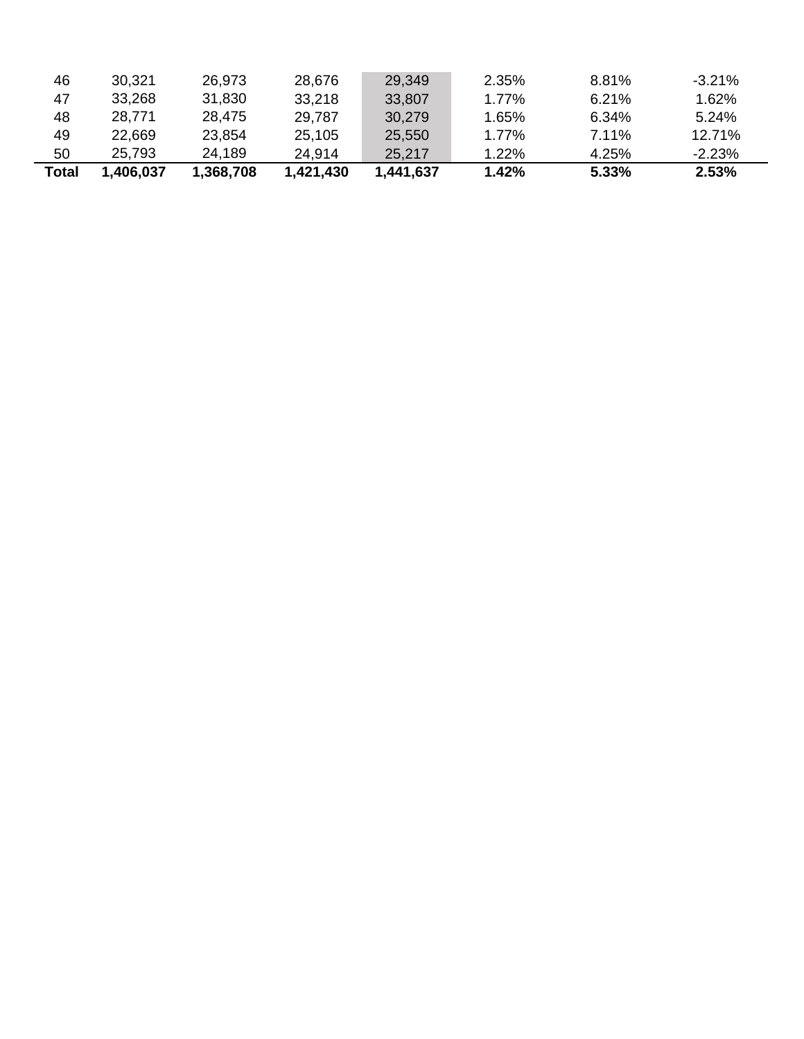| | | | | | | | |
|---|---|---|---|---|---|---|---|
| 46 | 30,321 | 26,973 | 28,676 | 29,349 | 2.35% | 8.81% | -3.21% |
| 47 | 33,268 | 31,830 | 33,218 | 33,807 | 1.77% | 6.21% | 1.62% |
| 48 | 28,771 | 28,475 | 29,787 | 30,279 | 1.65% | 6.34% | 5.24% |
| 49 | 22,669 | 23,854 | 25,105 | 25,550 | 1.77% | 7.11% | 12.71% |
| 50 | 25,793 | 24,189 | 24,914 | 25,217 | 1.22% | 4.25% | -2.23% |
| **Total** | **1,406,037** | **1,368,708** | **1,421,430** | **1,441,637** | **1.42%** | **5.33%** | **2.53%** |